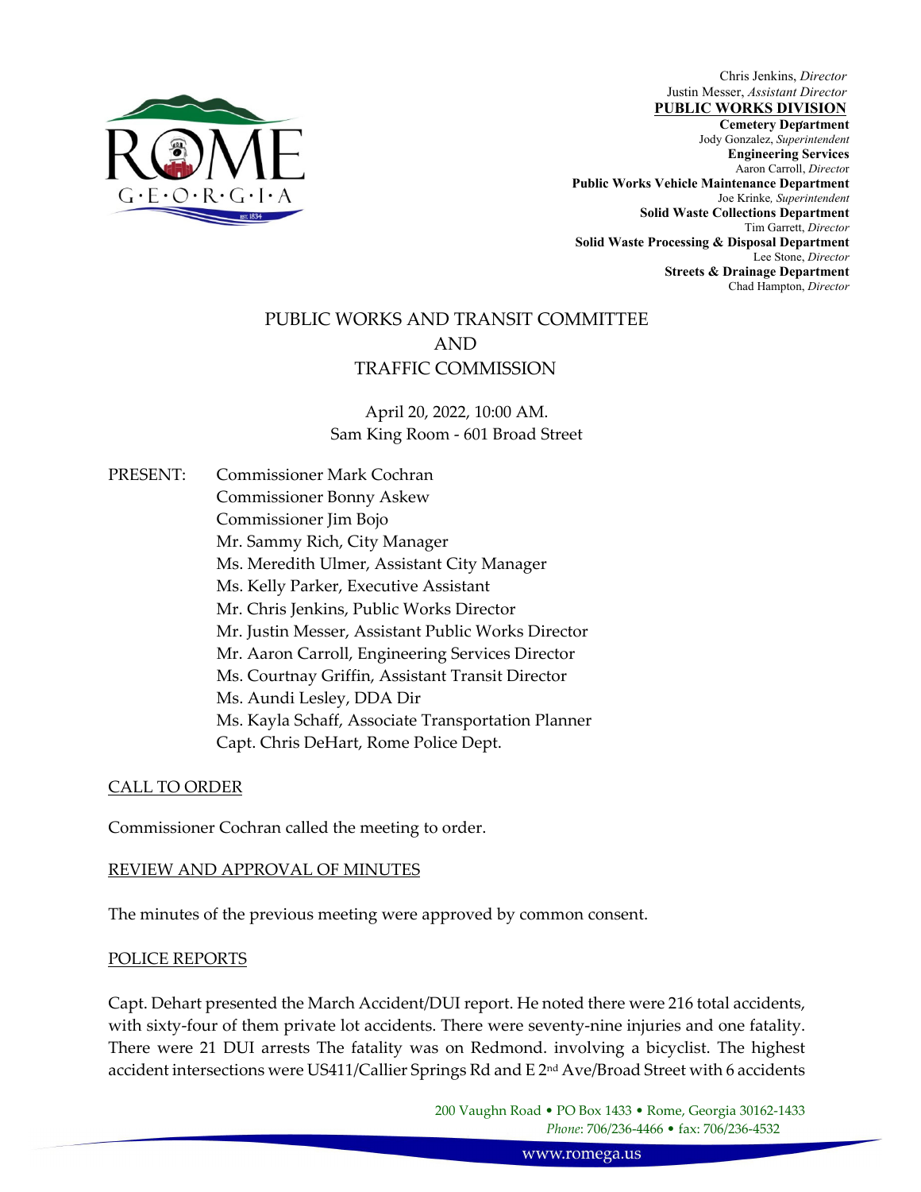Chris Jenkins, *Director*
Justin Messer, *Assistant Director*
**PUBLIC WORKS DIVISION**
**Cemetery Department**
Jody Gonzalez, *Superintendent*
**Engineering Services**
Aaron Carroll, *Director*
**Public Works Vehicle Maintenance Department**
Joe Krinke, *Superintendent*
**Solid Waste Collections Department**
Tim Garrett, *Director*
**Solid Waste Processing & Disposal Department**
Lee Stone, *Director*
**Streets & Drainage Department**
Chad Hampton, *Director*

# PUBLIC WORKS AND TRANSIT COMMITTEE AND TRAFFIC COMMISSION

April 20, 2022, 10:00 AM.
Sam King Room - 601 Broad Street

PRESENT:
- Commissioner Mark Cochran
- Commissioner Bonny Askew
- Commissioner Jim Bojo
- Mr. Sammy Rich, City Manager
- Ms. Meredith Ulmer, Assistant City Manager
- Ms. Kelly Parker, Executive Assistant
- Mr. Chris Jenkins, Public Works Director
- Mr. Justin Messer, Assistant Public Works Director
- Mr. Aaron Carroll, Engineering Services Director
- Ms. Courtnay Griffin, Assistant Transit Director
- Ms. Aundi Lesley, DDA Dir
- Ms. Kayla Schaff, Associate Transportation Planner
- Capt. Chris DeHart, Rome Police Dept.

## CALL TO ORDER

Commissioner Cochran called the meeting to order.

## REVIEW AND APPROVAL OF MINUTES

The minutes of the previous meeting were approved by common consent.

## POLICE REPORTS

Capt. Dehart presented the March Accident/DUI report. He noted there were 216 total accidents, with sixty-four of them private lot accidents. There were seventy-nine injuries and one fatality. There were 21 DUI arrests The fatality was on Redmond. involving a bicyclist. The highest accident intersections were US411/Callier Springs Rd and E 2nd Ave/Broad Street with 6 accidents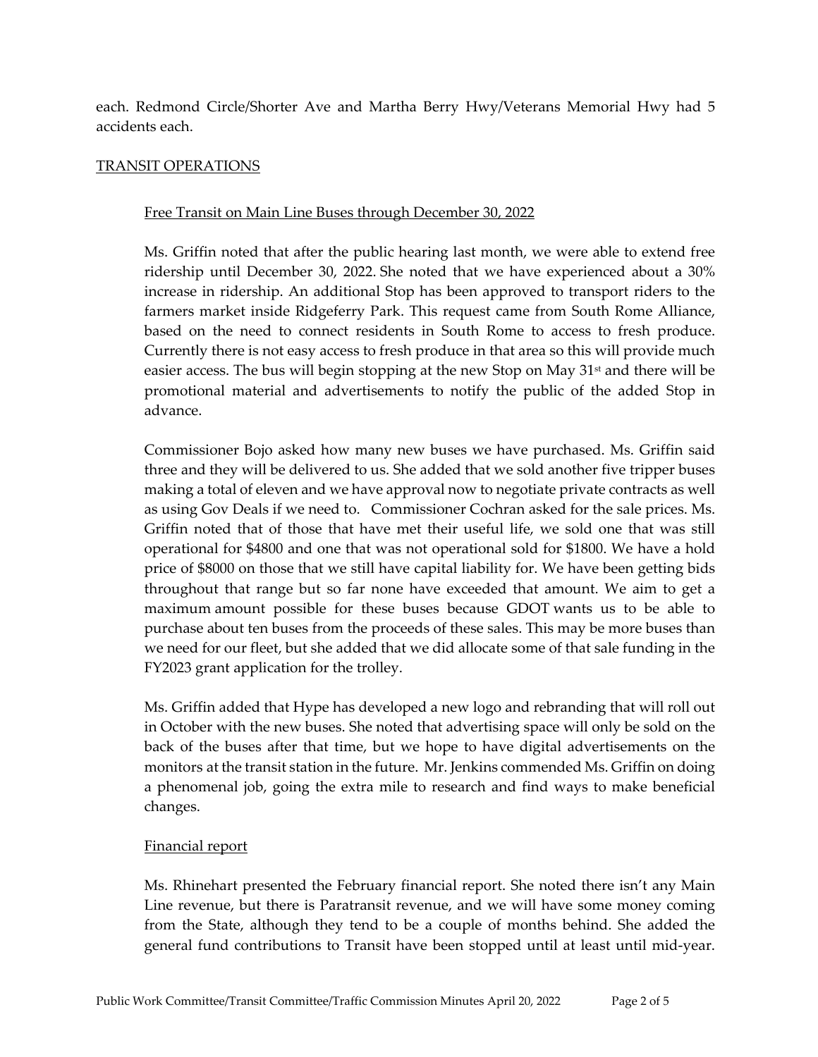each. Redmond Circle/Shorter Ave and Martha Berry Hwy/Veterans Memorial Hwy had 5 accidents each.

## TRANSIT OPERATIONS

### Free Transit on Main Line Buses through December 30, 2022

Ms. Griffin noted that after the public hearing last month, we were able to extend free ridership until December 30, 2022. She noted that we have experienced about a 30% increase in ridership. An additional Stop has been approved to transport riders to the farmers market inside Ridgeferry Park. This request came from South Rome Alliance, based on the need to connect residents in South Rome to access to fresh produce. Currently there is not easy access to fresh produce in that area so this will provide much easier access. The bus will begin stopping at the new Stop on May 31st and there will be promotional material and advertisements to notify the public of the added Stop in advance.

Commissioner Bojo asked how many new buses we have purchased. Ms. Griffin said three and they will be delivered to us. She added that we sold another five tripper buses making a total of eleven and we have approval now to negotiate private contracts as well as using Gov Deals if we need to. Commissioner Cochran asked for the sale prices. Ms. Griffin noted that of those that have met their useful life, we sold one that was still operational for $4800 and one that was not operational sold for $1800. We have a hold price of $8000 on those that we still have capital liability for. We have been getting bids throughout that range but so far none have exceeded that amount. We aim to get a maximum amount possible for these buses because GDOT wants us to be able to purchase about ten buses from the proceeds of these sales. This may be more buses than we need for our fleet, but she added that we did allocate some of that sale funding in the FY2023 grant application for the trolley.

Ms. Griffin added that Hype has developed a new logo and rebranding that will roll out in October with the new buses. She noted that advertising space will only be sold on the back of the buses after that time, but we hope to have digital advertisements on the monitors at the transit station in the future. Mr. Jenkins commended Ms. Griffin on doing a phenomenal job, going the extra mile to research and find ways to make beneficial changes.

### Financial report

Ms. Rhinehart presented the February financial report. She noted there isn't any Main Line revenue, but there is Paratransit revenue, and we will have some money coming from the State, although they tend to be a couple of months behind. She added the general fund contributions to Transit have been stopped until at least until mid-year.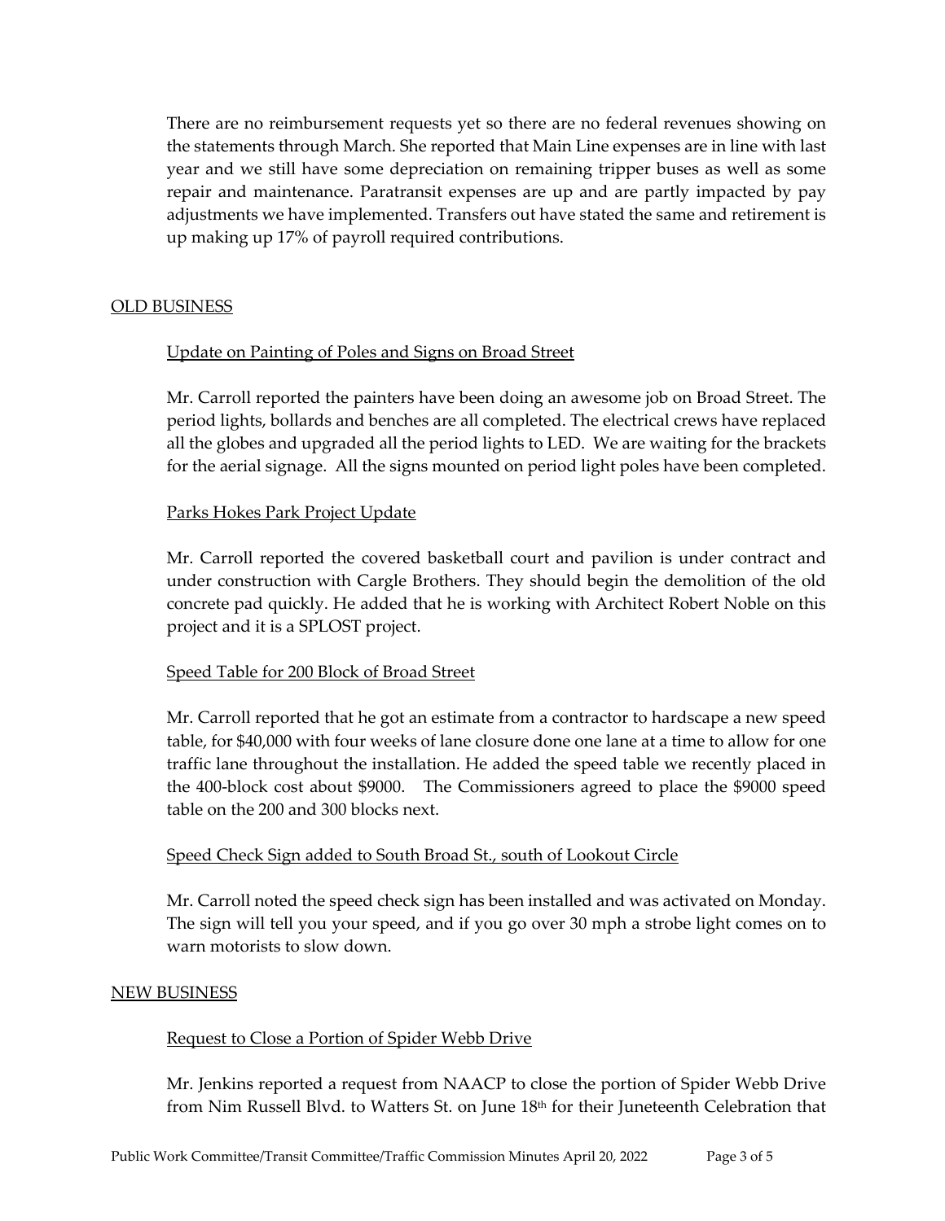There are no reimbursement requests yet so there are no federal revenues showing on the statements through March. She reported that Main Line expenses are in line with last year and we still have some depreciation on remaining tripper buses as well as some repair and maintenance. Paratransit expenses are up and are partly impacted by pay adjustments we have implemented. Transfers out have stated the same and retirement is up making up 17% of payroll required contributions.

## OLD BUSINESS

### Update on Painting of Poles and Signs on Broad Street

Mr. Carroll reported the painters have been doing an awesome job on Broad Street. The period lights, bollards and benches are all completed. The electrical crews have replaced all the globes and upgraded all the period lights to LED. We are waiting for the brackets for the aerial signage. All the signs mounted on period light poles have been completed.

### Parks Hokes Park Project Update

Mr. Carroll reported the covered basketball court and pavilion is under contract and under construction with Cargle Brothers. They should begin the demolition of the old concrete pad quickly. He added that he is working with Architect Robert Noble on this project and it is a SPLOST project.

### Speed Table for 200 Block of Broad Street

Mr. Carroll reported that he got an estimate from a contractor to hardscape a new speed table, for $40,000 with four weeks of lane closure done one lane at a time to allow for one traffic lane throughout the installation. He added the speed table we recently placed in the 400-block cost about $9000. The Commissioners agreed to place the $9000 speed table on the 200 and 300 blocks next.

### Speed Check Sign added to South Broad St., south of Lookout Circle

Mr. Carroll noted the speed check sign has been installed and was activated on Monday. The sign will tell you your speed, and if you go over 30 mph a strobe light comes on to warn motorists to slow down.

## NEW BUSINESS

### Request to Close a Portion of Spider Webb Drive

Mr. Jenkins reported a request from NAACP to close the portion of Spider Webb Drive from Nim Russell Blvd. to Watters St. on June 18th for their Juneteenth Celebration that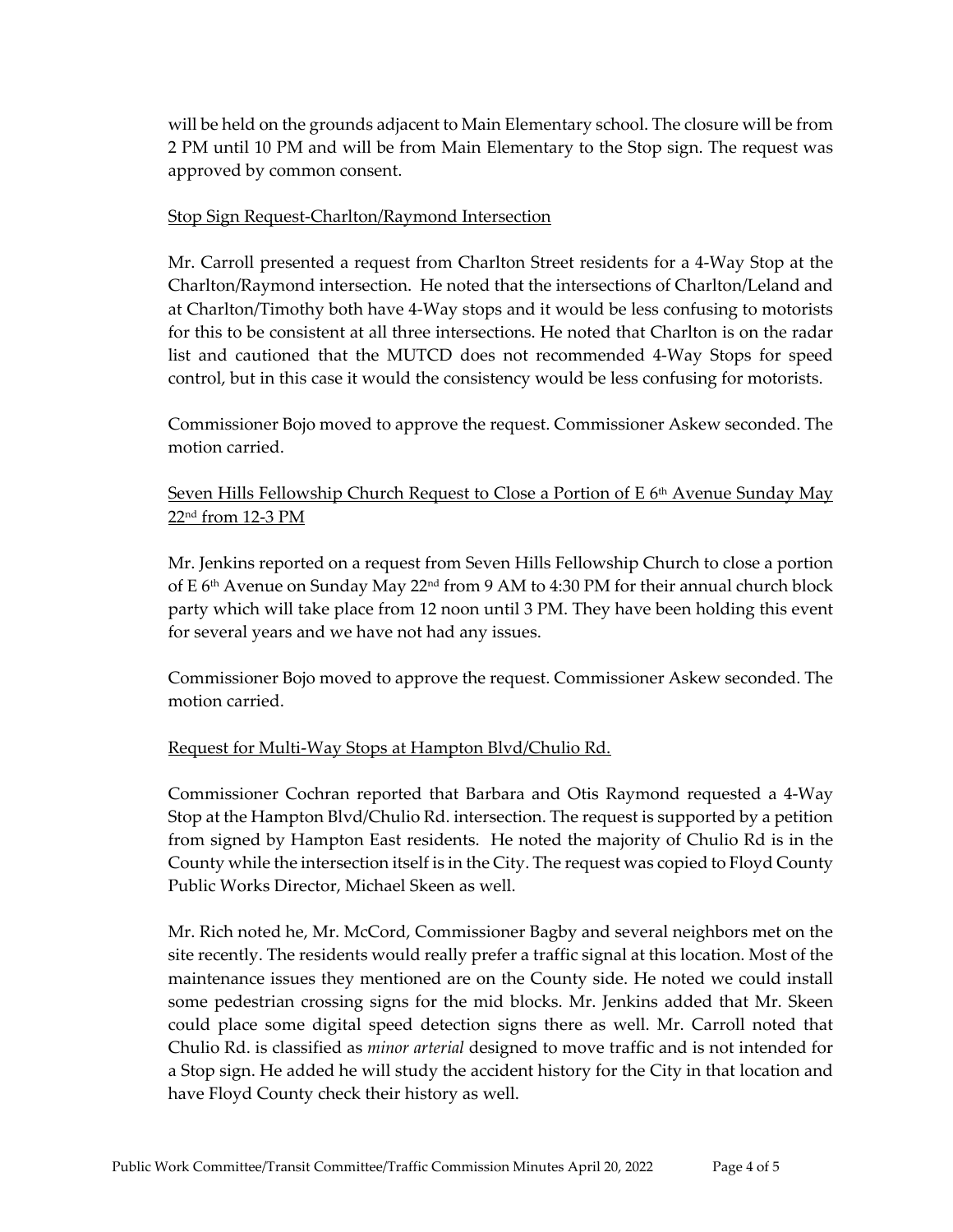will be held on the grounds adjacent to Main Elementary school. The closure will be from 2 PM until 10 PM and will be from Main Elementary to the Stop sign. The request was approved by common consent.

Stop Sign Request-Charlton/Raymond Intersection

Mr. Carroll presented a request from Charlton Street residents for a 4-Way Stop at the Charlton/Raymond intersection. He noted that the intersections of Charlton/Leland and at Charlton/Timothy both have 4-Way stops and it would be less confusing to motorists for this to be consistent at all three intersections. He noted that Charlton is on the radar list and cautioned that the MUTCD does not recommended 4-Way Stops for speed control, but in this case it would the consistency would be less confusing for motorists.

Commissioner Bojo moved to approve the request. Commissioner Askew seconded. The motion carried.

Seven Hills Fellowship Church Request to Close a Portion of E 6th Avenue Sunday May 22nd from 12-3 PM

Mr. Jenkins reported on a request from Seven Hills Fellowship Church to close a portion of E 6th Avenue on Sunday May 22nd from 9 AM to 4:30 PM for their annual church block party which will take place from 12 noon until 3 PM. They have been holding this event for several years and we have not had any issues.

Commissioner Bojo moved to approve the request. Commissioner Askew seconded. The motion carried.

Request for Multi-Way Stops at Hampton Blvd/Chulio Rd.

Commissioner Cochran reported that Barbara and Otis Raymond requested a 4-Way Stop at the Hampton Blvd/Chulio Rd. intersection. The request is supported by a petition from signed by Hampton East residents. He noted the majority of Chulio Rd is in the County while the intersection itself is in the City. The request was copied to Floyd County Public Works Director, Michael Skeen as well.

Mr. Rich noted he, Mr. McCord, Commissioner Bagby and several neighbors met on the site recently. The residents would really prefer a traffic signal at this location. Most of the maintenance issues they mentioned are on the County side. He noted we could install some pedestrian crossing signs for the mid blocks. Mr. Jenkins added that Mr. Skeen could place some digital speed detection signs there as well. Mr. Carroll noted that Chulio Rd. is classified as *minor arterial* designed to move traffic and is not intended for a Stop sign. He added he will study the accident history for the City in that location and have Floyd County check their history as well.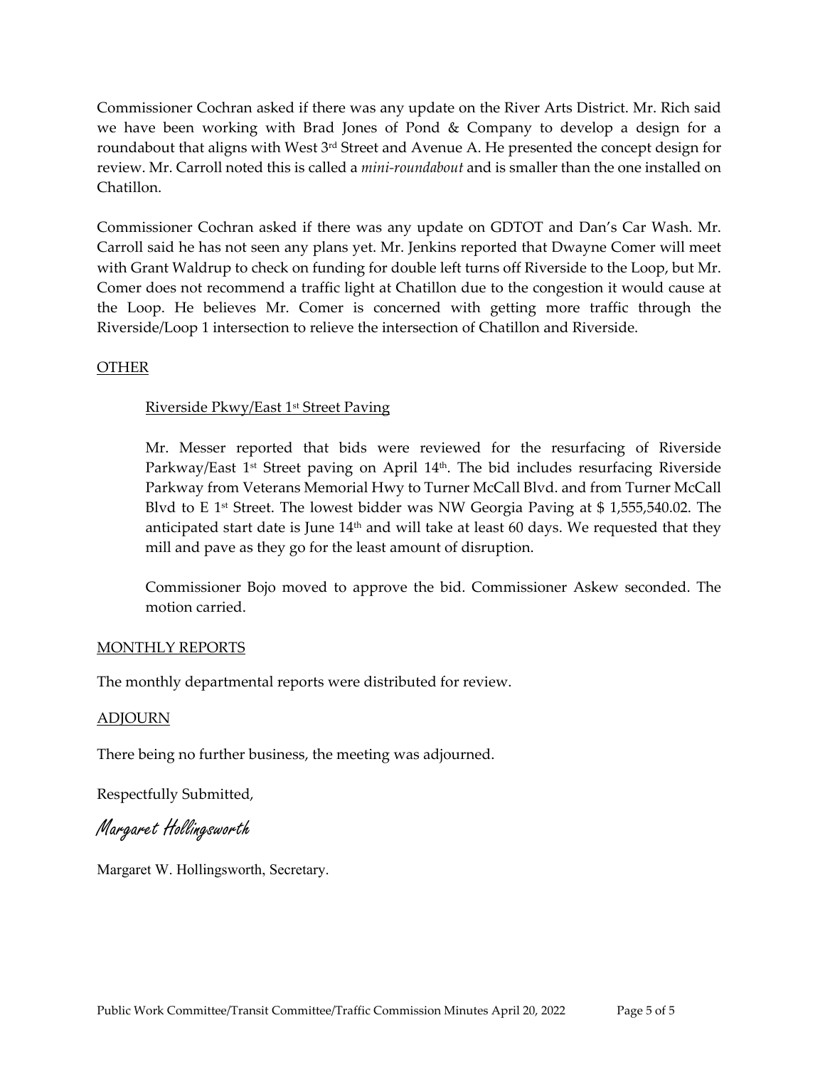Commissioner Cochran asked if there was any update on the River Arts District. Mr. Rich said we have been working with Brad Jones of Pond & Company to develop a design for a roundabout that aligns with West 3rd Street and Avenue A. He presented the concept design for review. Mr. Carroll noted this is called a *mini-roundabout* and is smaller than the one installed on Chatillon.

Commissioner Cochran asked if there was any update on GDTOT and Dan's Car Wash. Mr. Carroll said he has not seen any plans yet. Mr. Jenkins reported that Dwayne Comer will meet with Grant Waldrup to check on funding for double left turns off Riverside to the Loop, but Mr. Comer does not recommend a traffic light at Chatillon due to the congestion it would cause at the Loop. He believes Mr. Comer is concerned with getting more traffic through the Riverside/Loop 1 intersection to relieve the intersection of Chatillon and Riverside.

## OTHER

### Riverside Pkwy/East 1st Street Paving

Mr. Messer reported that bids were reviewed for the resurfacing of Riverside Parkway/East 1st Street paving on April 14th. The bid includes resurfacing Riverside Parkway from Veterans Memorial Hwy to Turner McCall Blvd. and from Turner McCall Blvd to E 1st Street. The lowest bidder was NW Georgia Paving at $ 1,555,540.02. The anticipated start date is June 14th and will take at least 60 days. We requested that they mill and pave as they go for the least amount of disruption.

Commissioner Bojo moved to approve the bid. Commissioner Askew seconded. The motion carried.

## MONTHLY REPORTS

The monthly departmental reports were distributed for review.

## ADJOURN

There being no further business, the meeting was adjourned.

Respectfully Submitted,

Margaret Hollingsworth

Margaret W. Hollingsworth, Secretary.